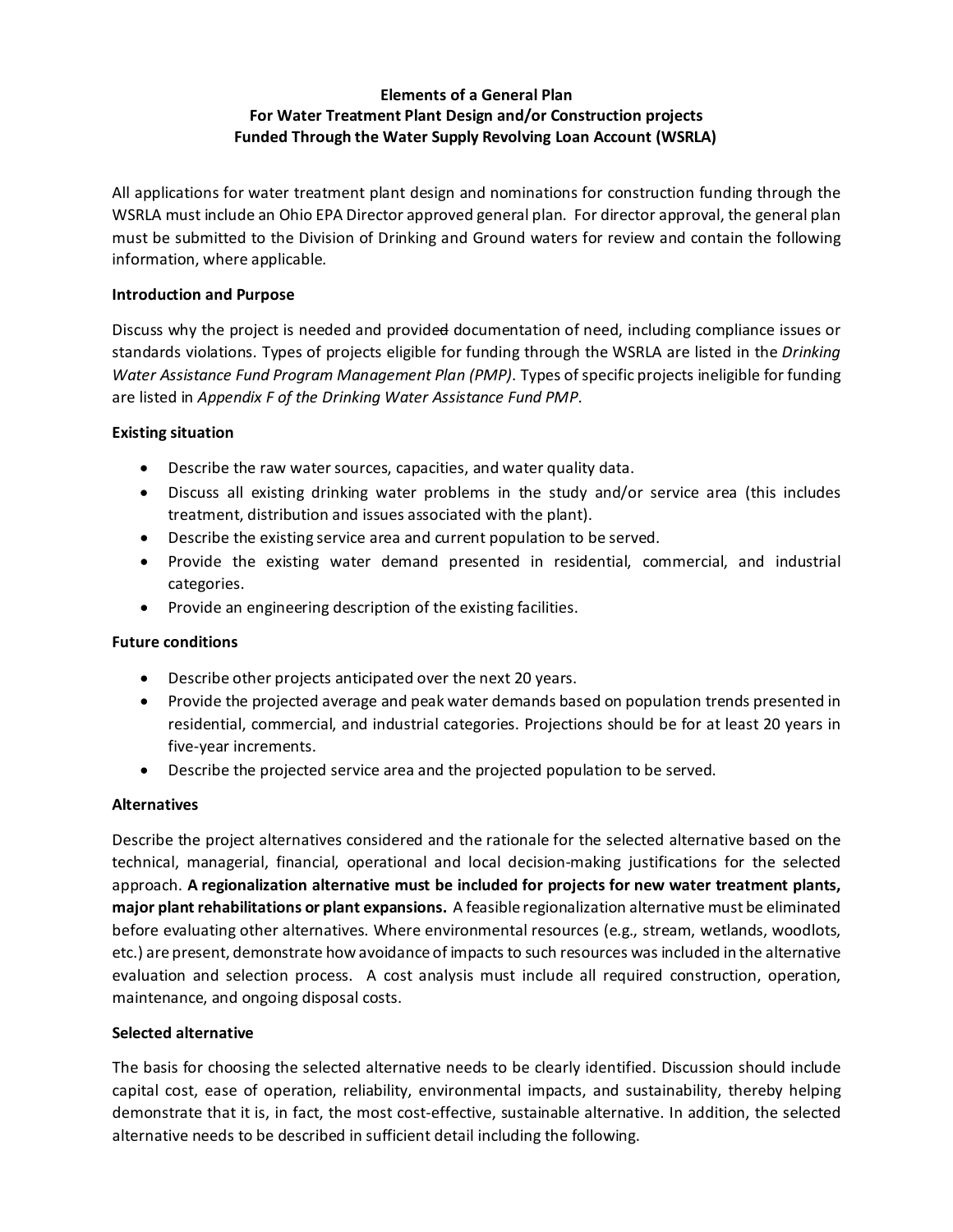**Elements of a General Plan**
**For Water Treatment Plant Design and/or Construction projects**
**Funded Through the Water Supply Revolving Loan Account (WSRLA)**

All applications for water treatment plant design and nominations for construction funding through the WSRLA must include an Ohio EPA Director approved general plan. For director approval, the general plan must be submitted to the Division of Drinking and Ground waters for review and contain the following information, where applicable.

**Introduction and Purpose**

Discuss why the project is needed and provided documentation of need, including compliance issues or standards violations. Types of projects eligible for funding through the WSRLA are listed in the *Drinking Water Assistance Fund Program Management Plan (PMP)*. Types of specific projects ineligible for funding are listed in *Appendix F of the Drinking Water Assistance Fund PMP*.

**Existing situation**

- Describe the raw water sources, capacities, and water quality data.
- Discuss all existing drinking water problems in the study and/or service area (this includes treatment, distribution and issues associated with the plant).
- Describe the existing service area and current population to be served.
- Provide the existing water demand presented in residential, commercial, and industrial categories.
- Provide an engineering description of the existing facilities.

**Future conditions**

- Describe other projects anticipated over the next 20 years.
- Provide the projected average and peak water demands based on population trends presented in residential, commercial, and industrial categories. Projections should be for at least 20 years in five-year increments.
- Describe the projected service area and the projected population to be served.

**Alternatives**

Describe the project alternatives considered and the rationale for the selected alternative based on the technical, managerial, financial, operational and local decision-making justifications for the selected approach. **A regionalization alternative must be included for projects for new water treatment plants, major plant rehabilitations or plant expansions.** A feasible regionalization alternative must be eliminated before evaluating other alternatives. Where environmental resources (e.g., stream, wetlands, woodlots, etc.) are present, demonstrate how avoidance of impacts to such resources was included in the alternative evaluation and selection process. A cost analysis must include all required construction, operation, maintenance, and ongoing disposal costs.

**Selected alternative**

The basis for choosing the selected alternative needs to be clearly identified. Discussion should include capital cost, ease of operation, reliability, environmental impacts, and sustainability, thereby helping demonstrate that it is, in fact, the most cost-effective, sustainable alternative. In addition, the selected alternative needs to be described in sufficient detail including the following.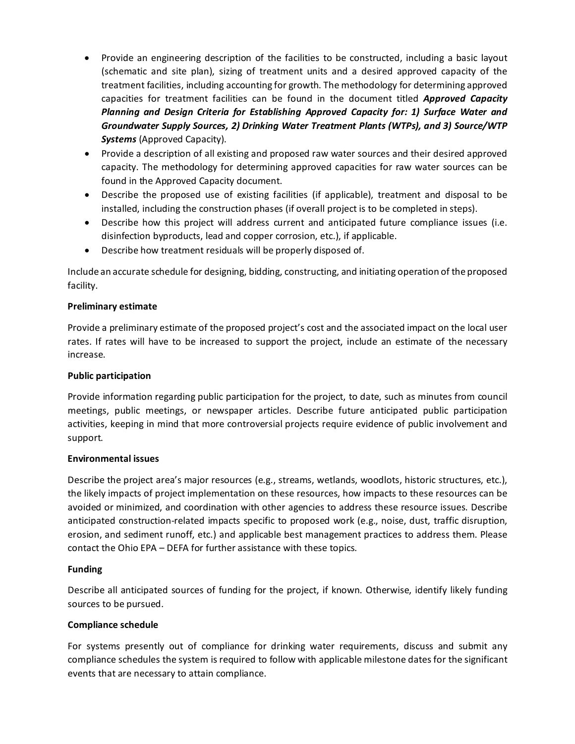- Provide an engineering description of the facilities to be constructed, including a basic layout (schematic and site plan), sizing of treatment units and a desired approved capacity of the treatment facilities, including accounting for growth. The methodology for determining approved capacities for treatment facilities can be found in the document titled ***Approved Capacity Planning and Design Criteria for Establishing Approved Capacity for: 1) Surface Water and Groundwater Supply Sources, 2) Drinking Water Treatment Plants (WTPs), and 3) Source/WTP Systems*** (Approved Capacity).
- Provide a description of all existing and proposed raw water sources and their desired approved capacity. The methodology for determining approved capacities for raw water sources can be found in the Approved Capacity document.
- Describe the proposed use of existing facilities (if applicable), treatment and disposal to be installed, including the construction phases (if overall project is to be completed in steps).
- Describe how this project will address current and anticipated future compliance issues (i.e. disinfection byproducts, lead and copper corrosion, etc.), if applicable.
- Describe how treatment residuals will be properly disposed of.

Include an accurate schedule for designing, bidding, constructing, and initiating operation of the proposed facility.

**Preliminary estimate**

Provide a preliminary estimate of the proposed project's cost and the associated impact on the local user rates. If rates will have to be increased to support the project, include an estimate of the necessary increase.

**Public participation**

Provide information regarding public participation for the project, to date, such as minutes from council meetings, public meetings, or newspaper articles. Describe future anticipated public participation activities, keeping in mind that more controversial projects require evidence of public involvement and support.

**Environmental issues**

Describe the project area's major resources (e.g., streams, wetlands, woodlots, historic structures, etc.), the likely impacts of project implementation on these resources, how impacts to these resources can be avoided or minimized, and coordination with other agencies to address these resource issues. Describe anticipated construction-related impacts specific to proposed work (e.g., noise, dust, traffic disruption, erosion, and sediment runoff, etc.) and applicable best management practices to address them. Please contact the Ohio EPA – DEFA for further assistance with these topics.

**Funding**

Describe all anticipated sources of funding for the project, if known. Otherwise, identify likely funding sources to be pursued.

**Compliance schedule**

For systems presently out of compliance for drinking water requirements, discuss and submit any compliance schedules the system is required to follow with applicable milestone dates for the significant events that are necessary to attain compliance.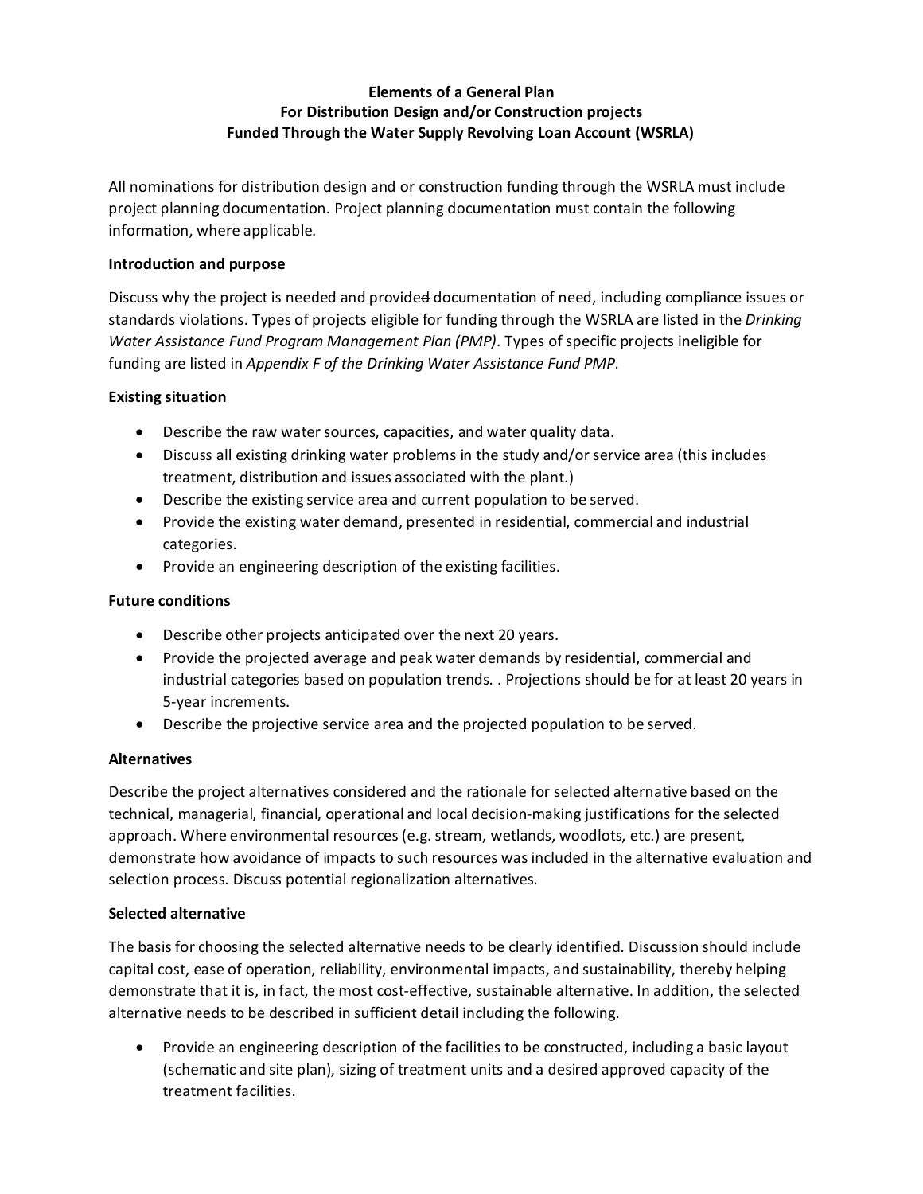**Elements of a General Plan**
**For Distribution Design and/or Construction projects**
**Funded Through the Water Supply Revolving Loan Account (WSRLA)**

All nominations for distribution design and or construction funding through the WSRLA must include project planning documentation. Project planning documentation must contain the following information, where applicable.

**Introduction and purpose**

Discuss why the project is needed and provided documentation of need, including compliance issues or standards violations. Types of projects eligible for funding through the WSRLA are listed in the *Drinking Water Assistance Fund Program Management Plan (PMP)*. Types of specific projects ineligible for funding are listed in *Appendix F of the Drinking Water Assistance Fund PMP*.

**Existing situation**

- Describe the raw water sources, capacities, and water quality data.
- Discuss all existing drinking water problems in the study and/or service area (this includes treatment, distribution and issues associated with the plant.)
- Describe the existing service area and current population to be served.
- Provide the existing water demand, presented in residential, commercial and industrial categories.
- Provide an engineering description of the existing facilities.

**Future conditions**

- Describe other projects anticipated over the next 20 years.
- Provide the projected average and peak water demands by residential, commercial and industrial categories based on population trends. . Projections should be for at least 20 years in 5-year increments.
- Describe the projective service area and the projected population to be served.

**Alternatives**

Describe the project alternatives considered and the rationale for selected alternative based on the technical, managerial, financial, operational and local decision-making justifications for the selected approach. Where environmental resources (e.g. stream, wetlands, woodlots, etc.) are present, demonstrate how avoidance of impacts to such resources was included in the alternative evaluation and selection process. Discuss potential regionalization alternatives.

**Selected alternative**

The basis for choosing the selected alternative needs to be clearly identified. Discussion should include capital cost, ease of operation, reliability, environmental impacts, and sustainability, thereby helping demonstrate that it is, in fact, the most cost-effective, sustainable alternative. In addition, the selected alternative needs to be described in sufficient detail including the following.

- Provide an engineering description of the facilities to be constructed, including a basic layout (schematic and site plan), sizing of treatment units and a desired approved capacity of the treatment facilities.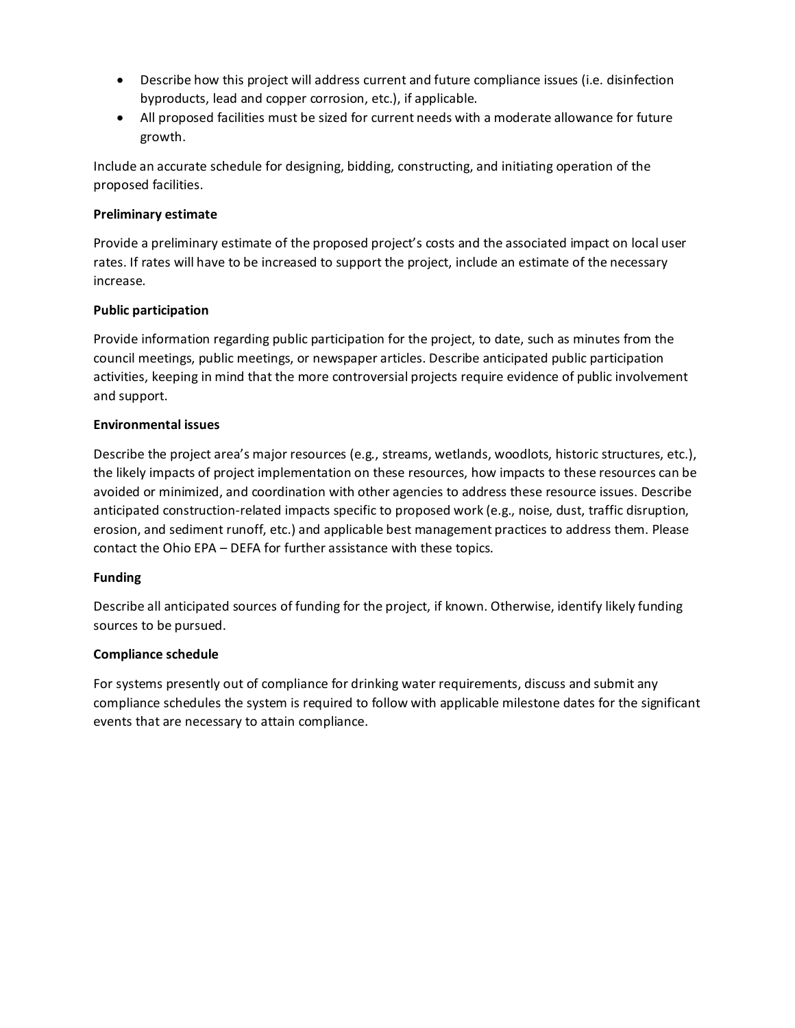- Describe how this project will address current and future compliance issues (i.e. disinfection byproducts, lead and copper corrosion, etc.), if applicable.
- All proposed facilities must be sized for current needs with a moderate allowance for future growth.

Include an accurate schedule for designing, bidding, constructing, and initiating operation of the proposed facilities.

**Preliminary estimate**

Provide a preliminary estimate of the proposed project's costs and the associated impact on local user rates. If rates will have to be increased to support the project, include an estimate of the necessary increase.

**Public participation**

Provide information regarding public participation for the project, to date, such as minutes from the council meetings, public meetings, or newspaper articles. Describe anticipated public participation activities, keeping in mind that the more controversial projects require evidence of public involvement and support.

**Environmental issues**

Describe the project area's major resources (e.g., streams, wetlands, woodlots, historic structures, etc.), the likely impacts of project implementation on these resources, how impacts to these resources can be avoided or minimized, and coordination with other agencies to address these resource issues. Describe anticipated construction-related impacts specific to proposed work (e.g., noise, dust, traffic disruption, erosion, and sediment runoff, etc.) and applicable best management practices to address them. Please contact the Ohio EPA – DEFA for further assistance with these topics.

**Funding**

Describe all anticipated sources of funding for the project, if known. Otherwise, identify likely funding sources to be pursued.

**Compliance schedule**

For systems presently out of compliance for drinking water requirements, discuss and submit any compliance schedules the system is required to follow with applicable milestone dates for the significant events that are necessary to attain compliance.